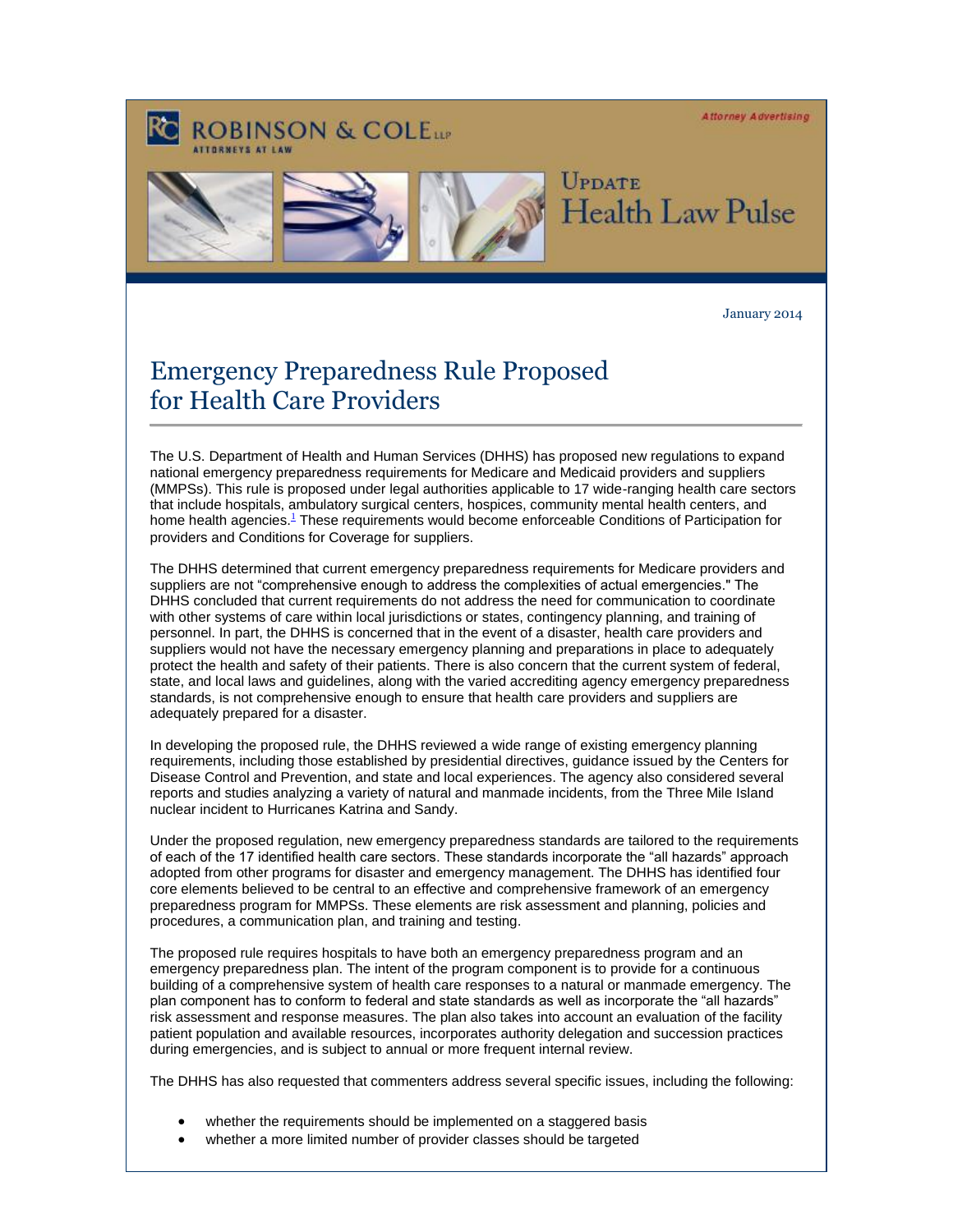ROBINSON & COLE LLP
ATTORNEYS AT LAW

Attorney Advertising

UPDATE
Health Law Pulse

January 2014

# Emergency Preparedness Rule Proposed for Health Care Providers

The U.S. Department of Health and Human Services (DHHS) has proposed new regulations to expand national emergency preparedness requirements for Medicare and Medicaid providers and suppliers (MMPSs). This rule is proposed under legal authorities applicable to 17 wide-ranging health care sectors that include hospitals, ambulatory surgical centers, hospices, community mental health centers, and home health agencies.[1] These requirements would become enforceable Conditions of Participation for providers and Conditions for Coverage for suppliers.

The DHHS determined that current emergency preparedness requirements for Medicare providers and suppliers are not "comprehensive enough to address the complexities of actual emergencies." The DHHS concluded that current requirements do not address the need for communication to coordinate with other systems of care within local jurisdictions or states, contingency planning, and training of personnel. In part, the DHHS is concerned that in the event of a disaster, health care providers and suppliers would not have the necessary emergency planning and preparations in place to adequately protect the health and safety of their patients. There is also concern that the current system of federal, state, and local laws and guidelines, along with the varied accrediting agency emergency preparedness standards, is not comprehensive enough to ensure that health care providers and suppliers are adequately prepared for a disaster.

In developing the proposed rule, the DHHS reviewed a wide range of existing emergency planning requirements, including those established by presidential directives, guidance issued by the Centers for Disease Control and Prevention, and state and local experiences. The agency also considered several reports and studies analyzing a variety of natural and manmade incidents, from the Three Mile Island nuclear incident to Hurricanes Katrina and Sandy.

Under the proposed regulation, new emergency preparedness standards are tailored to the requirements of each of the 17 identified health care sectors. These standards incorporate the "all hazards" approach adopted from other programs for disaster and emergency management. The DHHS has identified four core elements believed to be central to an effective and comprehensive framework of an emergency preparedness program for MMPSs. These elements are risk assessment and planning, policies and procedures, a communication plan, and training and testing.

The proposed rule requires hospitals to have both an emergency preparedness program and an emergency preparedness plan. The intent of the program component is to provide for a continuous building of a comprehensive system of health care responses to a natural or manmade emergency. The plan component has to conform to federal and state standards as well as incorporate the "all hazards" risk assessment and response measures. The plan also takes into account an evaluation of the facility patient population and available resources, incorporates authority delegation and succession practices during emergencies, and is subject to annual or more frequent internal review.

The DHHS has also requested that commenters address several specific issues, including the following:

- whether the requirements should be implemented on a staggered basis
- whether a more limited number of provider classes should be targeted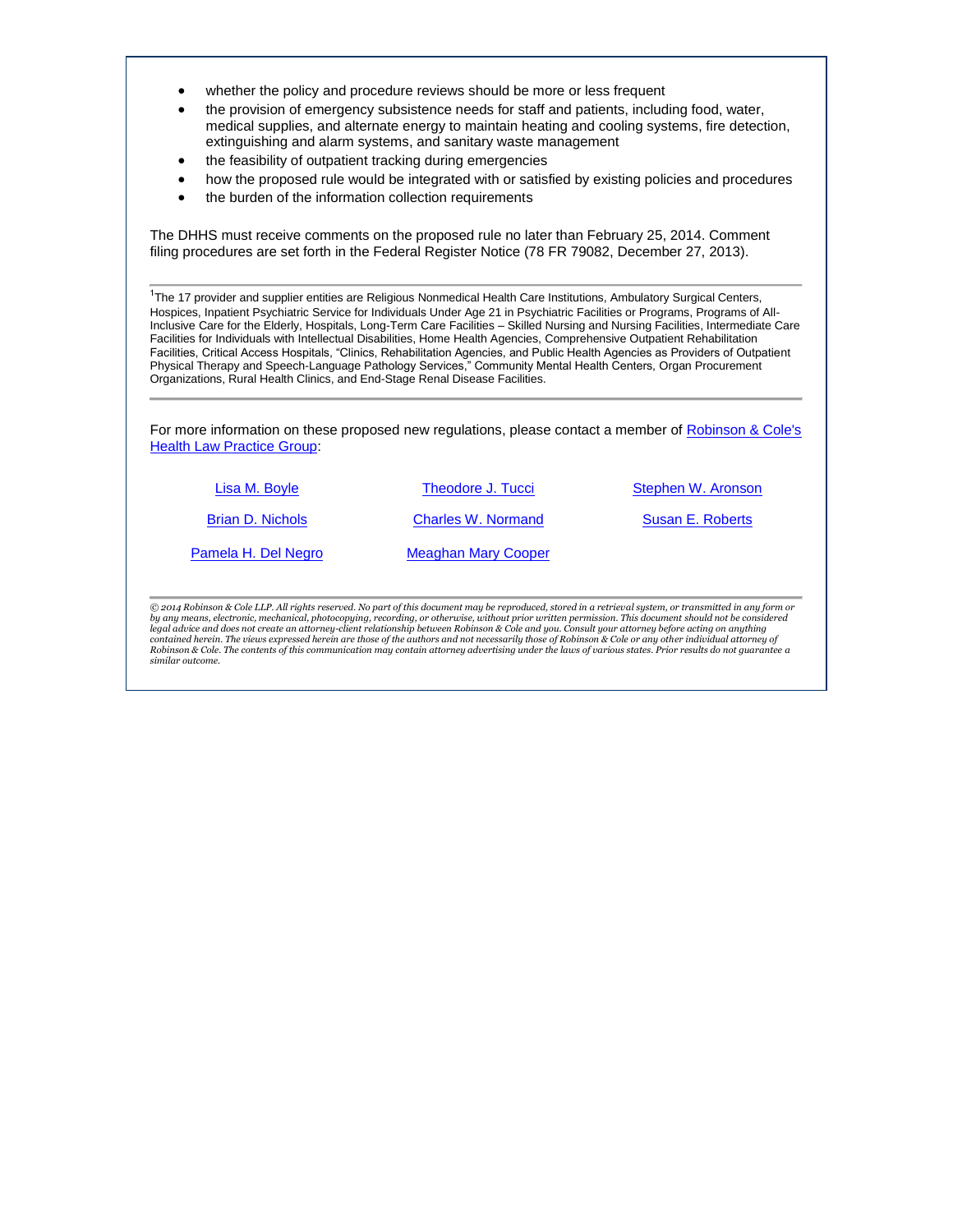- whether the policy and procedure reviews should be more or less frequent
- the provision of emergency subsistence needs for staff and patients, including food, water, medical supplies, and alternate energy to maintain heating and cooling systems, fire detection, extinguishing and alarm systems, and sanitary waste management
- the feasibility of outpatient tracking during emergencies
- how the proposed rule would be integrated with or satisfied by existing policies and procedures
- the burden of the information collection requirements

The DHHS must receive comments on the proposed rule no later than February 25, 2014. Comment filing procedures are set forth in the Federal Register Notice (78 FR 79082, December 27, 2013).

---

[1]The 17 provider and supplier entities are Religious Nonmedical Health Care Institutions, Ambulatory Surgical Centers, Hospices, Inpatient Psychiatric Service for Individuals Under Age 21 in Psychiatric Facilities or Programs, Programs of All-Inclusive Care for the Elderly, Hospitals, Long-Term Care Facilities – Skilled Nursing and Nursing Facilities, Intermediate Care Facilities for Individuals with Intellectual Disabilities, Home Health Agencies, Comprehensive Outpatient Rehabilitation Facilities, Critical Access Hospitals, "Clinics, Rehabilitation Agencies, and Public Health Agencies as Providers of Outpatient Physical Therapy and Speech-Language Pathology Services," Community Mental Health Centers, Organ Procurement Organizations, Rural Health Clinics, and End-Stage Renal Disease Facilities.

---

For more information on these proposed new regulations, please contact a member of Robinson & Cole's Health Law Practice Group:

| | | |
|---|---|---|
| Lisa M. Boyle | Theodore J. Tucci | Stephen W. Aronson |
| Brian D. Nichols | Charles W. Normand | Susan E. Roberts |
| Pamela H. Del Negro | Meaghan Mary Cooper | |

---

*© 2014 Robinson & Cole LLP. All rights reserved. No part of this document may be reproduced, stored in a retrieval system, or transmitted in any form or by any means, electronic, mechanical, photocopying, recording, or otherwise, without prior written permission. This document should not be considered legal advice and does not create an attorney-client relationship between Robinson & Cole and you. Consult your attorney before acting on anything contained herein. The views expressed herein are those of the authors and not necessarily those of Robinson & Cole or any other individual attorney of Robinson & Cole. The contents of this communication may contain attorney advertising under the laws of various states. Prior results do not guarantee a similar outcome.*